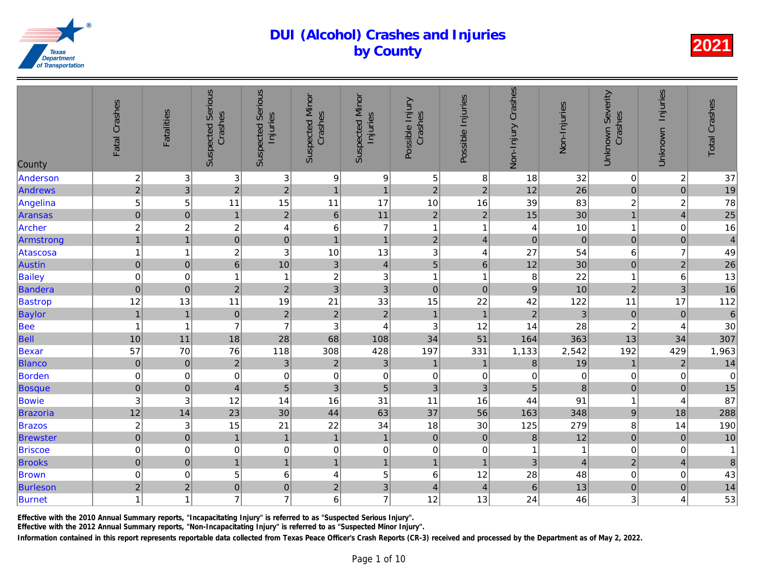# DUI (Alcohol) Crashes and Injuries by County

2021

| County | Fatal Crashes | Fatalities | Suspected Serious Crashes | Suspected Serious Injuries | Suspected Minor Crashes | Suspected Minor Injuries | Possible Injury Crashes | Possible Injuries | Non-Injury Crashes | Non-Injuries | Unknown Severity Crashes | Unknown Injuries | Total Crashes |
|---|---|---|---|---|---|---|---|---|---|---|---|---|---|
| Anderson | 2 | 3 | 3 | 3 | 9 | 9 | 5 | 8 | 18 | 32 | 0 | 2 | 37 |
| Andrews | 2 | 3 | 2 | 2 | 1 | 1 | 2 | 2 | 12 | 26 | 0 | 0 | 19 |
| Angelina | 5 | 5 | 11 | 15 | 11 | 17 | 10 | 16 | 39 | 83 | 2 | 2 | 78 |
| Aransas | 0 | 0 | 1 | 2 | 6 | 11 | 2 | 2 | 15 | 30 | 1 | 4 | 25 |
| Archer | 2 | 2 | 2 | 4 | 6 | 7 | 1 | 1 | 4 | 10 | 1 | 0 | 16 |
| Armstrong | 1 | 1 | 0 | 0 | 1 | 1 | 2 | 4 | 0 | 0 | 0 | 0 | 4 |
| Atascosa | 1 | 1 | 2 | 3 | 10 | 13 | 3 | 4 | 27 | 54 | 6 | 7 | 49 |
| Austin | 0 | 0 | 6 | 10 | 3 | 4 | 5 | 6 | 12 | 30 | 0 | 2 | 26 |
| Bailey | 0 | 0 | 1 | 1 | 2 | 3 | 1 | 1 | 8 | 22 | 1 | 6 | 13 |
| Bandera | 0 | 0 | 2 | 2 | 3 | 3 | 0 | 0 | 9 | 10 | 2 | 3 | 16 |
| Bastrop | 12 | 13 | 11 | 19 | 21 | 33 | 15 | 22 | 42 | 122 | 11 | 17 | 112 |
| Baylor | 1 | 1 | 0 | 2 | 2 | 2 | 1 | 1 | 2 | 3 | 0 | 0 | 6 |
| Bee | 1 | 1 | 7 | 7 | 3 | 4 | 3 | 12 | 14 | 28 | 2 | 4 | 30 |
| Bell | 10 | 11 | 18 | 28 | 68 | 108 | 34 | 51 | 164 | 363 | 13 | 34 | 307 |
| Bexar | 57 | 70 | 76 | 118 | 308 | 428 | 197 | 331 | 1,133 | 2,542 | 192 | 429 | 1,963 |
| Blanco | 0 | 0 | 2 | 3 | 2 | 3 | 1 | 1 | 8 | 19 | 1 | 2 | 14 |
| Borden | 0 | 0 | 0 | 0 | 0 | 0 | 0 | 0 | 0 | 0 | 0 | 0 | 0 |
| Bosque | 0 | 0 | 4 | 5 | 3 | 5 | 3 | 3 | 5 | 8 | 0 | 0 | 15 |
| Bowie | 3 | 3 | 12 | 14 | 16 | 31 | 11 | 16 | 44 | 91 | 1 | 4 | 87 |
| Brazoria | 12 | 14 | 23 | 30 | 44 | 63 | 37 | 56 | 163 | 348 | 9 | 18 | 288 |
| Brazos | 2 | 3 | 15 | 21 | 22 | 34 | 18 | 30 | 125 | 279 | 8 | 14 | 190 |
| Brewster | 0 | 0 | 1 | 1 | 1 | 1 | 0 | 0 | 8 | 12 | 0 | 0 | 10 |
| Briscoe | 0 | 0 | 0 | 0 | 0 | 0 | 0 | 0 | 1 | 1 | 0 | 0 | 1 |
| Brooks | 0 | 0 | 1 | 1 | 1 | 1 | 1 | 1 | 3 | 4 | 2 | 4 | 8 |
| Brown | 0 | 0 | 5 | 6 | 4 | 5 | 6 | 12 | 28 | 48 | 0 | 0 | 43 |
| Burleson | 2 | 2 | 0 | 0 | 2 | 3 | 4 | 4 | 6 | 13 | 0 | 0 | 14 |
| Burnet | 1 | 1 | 7 | 7 | 6 | 7 | 12 | 13 | 24 | 46 | 3 | 4 | 53 |

**Effective with the 2010 Annual Summary reports, "Incapacitating Injury" is referred to as "Suspected Serious Injury".**
**Effective with the 2012 Annual Summary reports, "Non-Incapacitating Injury" is referred to as "Suspected Minor Injury".**
**Information contained in this report represents reportable data collected from Texas Peace Officer's Crash Reports (CR-3) received and processed by the Department as of May 2, 2022.**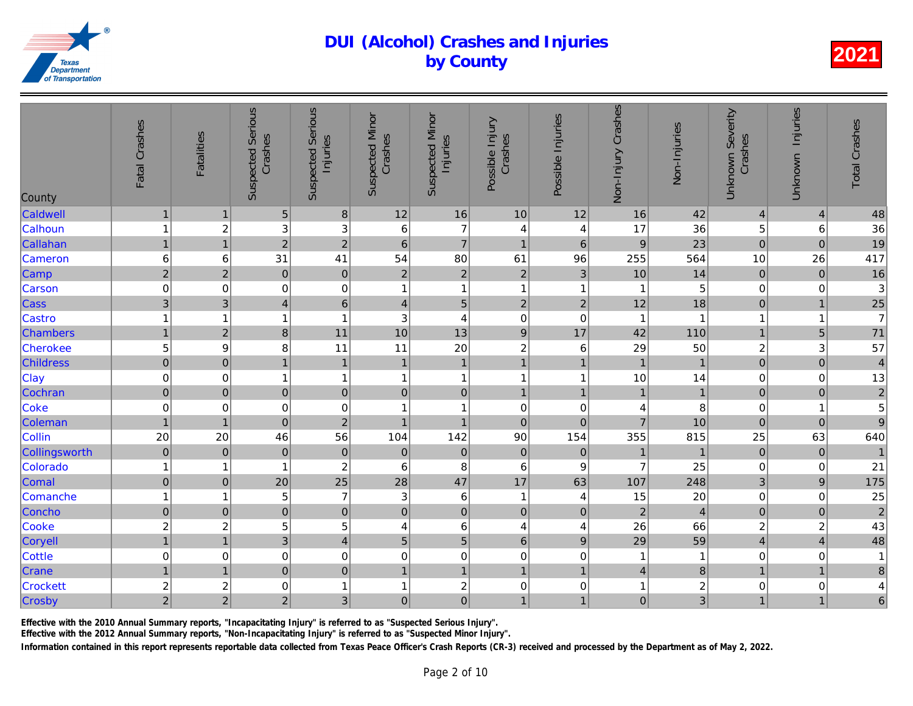# DUI (Alcohol) Crashes and Injuries by County

2021

| County | Fatal Crashes | Fatalities | Suspected Serious Crashes | Suspected Serious Injuries | Suspected Minor Crashes | Suspected Minor Injuries | Possible Injury Crashes | Possible Injuries | Non-Injury Crashes | Non-Injuries | Unknown Severity Crashes | Unknown Injuries | Total Crashes |
|---|---|---|---|---|---|---|---|---|---|---|---|---|---|
| Caldwell | 1 | 1 | 5 | 8 | 12 | 16 | 10 | 12 | 16 | 42 | 4 | 4 | 48 |
| Calhoun | 1 | 2 | 3 | 3 | 6 | 7 | 4 | 4 | 17 | 36 | 5 | 6 | 36 |
| Callahan | 1 | 1 | 2 | 2 | 6 | 7 | 1 | 6 | 9 | 23 | 0 | 0 | 19 |
| Cameron | 6 | 6 | 31 | 41 | 54 | 80 | 61 | 96 | 255 | 564 | 10 | 26 | 417 |
| Camp | 2 | 2 | 0 | 0 | 2 | 2 | 2 | 3 | 10 | 14 | 0 | 0 | 16 |
| Carson | 0 | 0 | 0 | 0 | 1 | 1 | 1 | 1 | 1 | 5 | 0 | 0 | 3 |
| Cass | 3 | 3 | 4 | 6 | 4 | 5 | 2 | 2 | 12 | 18 | 0 | 1 | 25 |
| Castro | 1 | 1 | 1 | 1 | 3 | 4 | 0 | 0 | 1 | 1 | 1 | 1 | 7 |
| Chambers | 1 | 2 | 8 | 11 | 10 | 13 | 9 | 17 | 42 | 110 | 1 | 5 | 71 |
| Cherokee | 5 | 9 | 8 | 11 | 11 | 20 | 2 | 6 | 29 | 50 | 2 | 3 | 57 |
| Childress | 0 | 0 | 1 | 1 | 1 | 1 | 1 | 1 | 1 | 1 | 0 | 0 | 4 |
| Clay | 0 | 0 | 1 | 1 | 1 | 1 | 1 | 1 | 10 | 14 | 0 | 0 | 13 |
| Cochran | 0 | 0 | 0 | 0 | 0 | 0 | 1 | 1 | 1 | 1 | 0 | 0 | 2 |
| Coke | 0 | 0 | 0 | 0 | 1 | 1 | 0 | 0 | 4 | 8 | 0 | 1 | 5 |
| Coleman | 1 | 1 | 0 | 2 | 1 | 1 | 0 | 0 | 7 | 10 | 0 | 0 | 9 |
| Collin | 20 | 20 | 46 | 56 | 104 | 142 | 90 | 154 | 355 | 815 | 25 | 63 | 640 |
| Collingsworth | 0 | 0 | 0 | 0 | 0 | 0 | 0 | 0 | 1 | 1 | 0 | 0 | 1 |
| Colorado | 1 | 1 | 1 | 2 | 6 | 8 | 6 | 9 | 7 | 25 | 0 | 0 | 21 |
| Comal | 0 | 0 | 20 | 25 | 28 | 47 | 17 | 63 | 107 | 248 | 3 | 9 | 175 |
| Comanche | 1 | 1 | 5 | 7 | 3 | 6 | 1 | 4 | 15 | 20 | 0 | 0 | 25 |
| Concho | 0 | 0 | 0 | 0 | 0 | 0 | 0 | 0 | 2 | 4 | 0 | 0 | 2 |
| Cooke | 2 | 2 | 5 | 5 | 4 | 6 | 4 | 4 | 26 | 66 | 2 | 2 | 43 |
| Coryell | 1 | 1 | 3 | 4 | 5 | 5 | 6 | 9 | 29 | 59 | 4 | 4 | 48 |
| Cottle | 0 | 0 | 0 | 0 | 0 | 0 | 0 | 0 | 1 | 1 | 0 | 0 | 1 |
| Crane | 1 | 1 | 0 | 0 | 1 | 1 | 1 | 1 | 4 | 8 | 1 | 1 | 8 |
| Crockett | 2 | 2 | 0 | 1 | 1 | 2 | 0 | 0 | 1 | 2 | 0 | 0 | 4 |
| Crosby | 2 | 2 | 2 | 3 | 0 | 0 | 1 | 1 | 0 | 3 | 1 | 1 | 6 |

Effective with the 2010 Annual Summary reports, "Incapacitating Injury" is referred to as "Suspected Serious Injury".

Effective with the 2012 Annual Summary reports, "Non-Incapacitating Injury" is referred to as "Suspected Minor Injury".

Information contained in this report represents reportable data collected from Texas Peace Officer's Crash Reports (CR-3) received and processed by the Department as of May 2, 2022.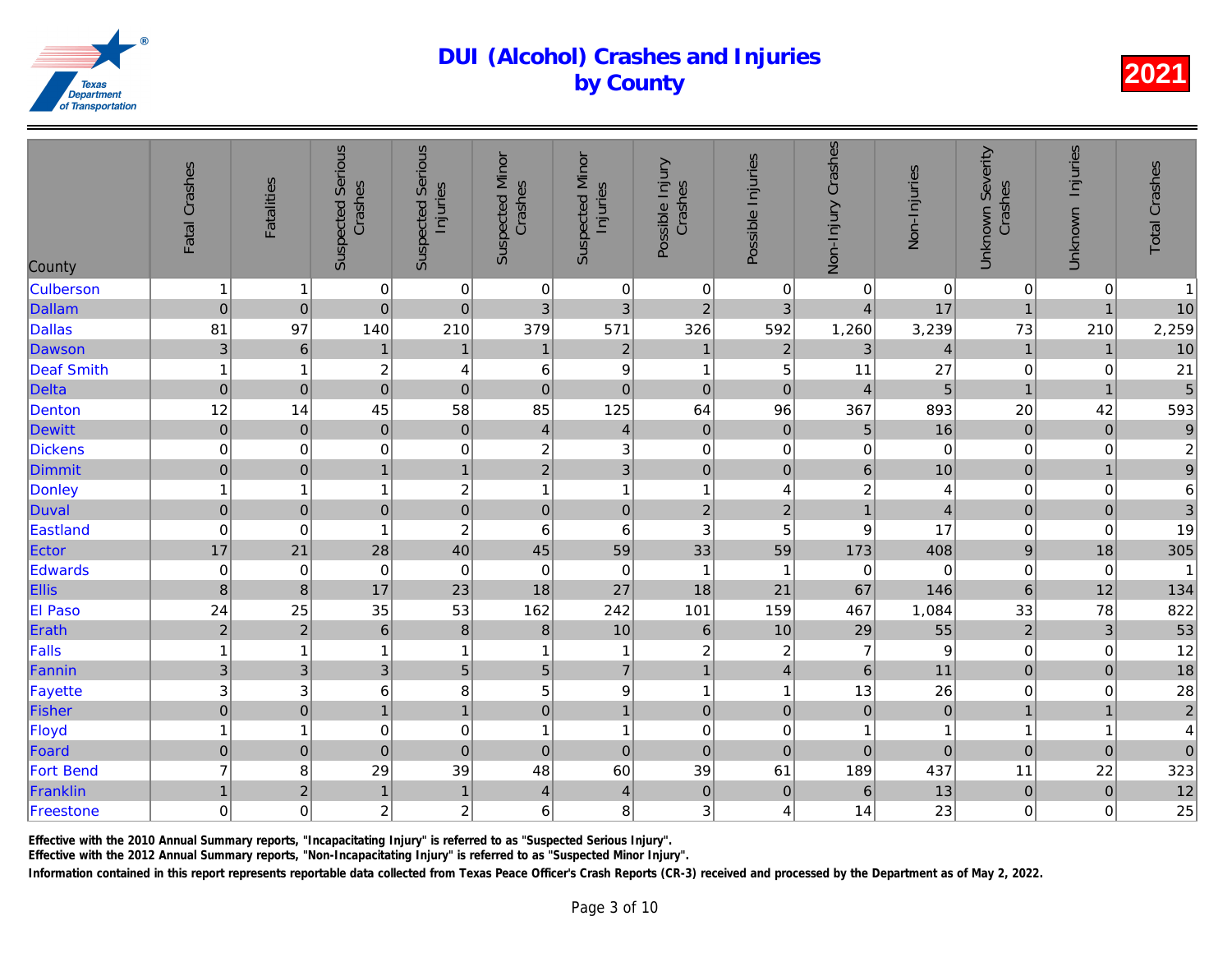# DUI (Alcohol) Crashes and Injuries by County

2021

| County | Fatal Crashes | Fatalities | Suspected Serious Crashes | Suspected Serious Injuries | Suspected Minor Crashes | Suspected Minor Injuries | Possible Injury Crashes | Possible Injuries | Non-Injury Crashes | Non-Injuries | Unknown Severity Crashes | Unknown Injuries | Total Crashes |
|---|---|---|---|---|---|---|---|---|---|---|---|---|---|
| Culberson | 1 | 1 | 0 | 0 | 0 | 0 | 0 | 0 | 0 | 0 | 0 | 0 | 1 |
| Dallam | 0 | 0 | 0 | 0 | 3 | 3 | 2 | 3 | 4 | 17 | 1 | 1 | 10 |
| Dallas | 81 | 97 | 140 | 210 | 379 | 571 | 326 | 592 | 1,260 | 3,239 | 73 | 210 | 2,259 |
| Dawson | 3 | 6 | 1 | 1 | 1 | 2 | 1 | 2 | 3 | 4 | 1 | 1 | 10 |
| Deaf Smith | 1 | 1 | 2 | 4 | 6 | 9 | 1 | 5 | 11 | 27 | 0 | 0 | 21 |
| Delta | 0 | 0 | 0 | 0 | 0 | 0 | 0 | 0 | 4 | 5 | 1 | 1 | 5 |
| Denton | 12 | 14 | 45 | 58 | 85 | 125 | 64 | 96 | 367 | 893 | 20 | 42 | 593 |
| Dewitt | 0 | 0 | 0 | 0 | 4 | 4 | 0 | 0 | 5 | 16 | 0 | 0 | 9 |
| Dickens | 0 | 0 | 0 | 0 | 2 | 3 | 0 | 0 | 0 | 0 | 0 | 0 | 2 |
| Dimmit | 0 | 0 | 1 | 1 | 2 | 3 | 0 | 0 | 6 | 10 | 0 | 1 | 9 |
| Donley | 1 | 1 | 1 | 2 | 1 | 1 | 1 | 4 | 2 | 4 | 0 | 0 | 6 |
| Duval | 0 | 0 | 0 | 0 | 0 | 0 | 2 | 2 | 1 | 4 | 0 | 0 | 3 |
| Eastland | 0 | 0 | 1 | 2 | 6 | 6 | 3 | 5 | 9 | 17 | 0 | 0 | 19 |
| Ector | 17 | 21 | 28 | 40 | 45 | 59 | 33 | 59 | 173 | 408 | 9 | 18 | 305 |
| Edwards | 0 | 0 | 0 | 0 | 0 | 0 | 1 | 1 | 0 | 0 | 0 | 0 | 1 |
| Ellis | 8 | 8 | 17 | 23 | 18 | 27 | 18 | 21 | 67 | 146 | 6 | 12 | 134 |
| El Paso | 24 | 25 | 35 | 53 | 162 | 242 | 101 | 159 | 467 | 1,084 | 33 | 78 | 822 |
| Erath | 2 | 2 | 6 | 8 | 8 | 10 | 6 | 10 | 29 | 55 | 2 | 3 | 53 |
| Falls | 1 | 1 | 1 | 1 | 1 | 1 | 2 | 2 | 7 | 9 | 0 | 0 | 12 |
| Fannin | 3 | 3 | 3 | 5 | 5 | 7 | 1 | 4 | 6 | 11 | 0 | 0 | 18 |
| Fayette | 3 | 3 | 6 | 8 | 5 | 9 | 1 | 1 | 13 | 26 | 0 | 0 | 28 |
| Fisher | 0 | 0 | 1 | 1 | 0 | 1 | 0 | 0 | 0 | 0 | 1 | 1 | 2 |
| Floyd | 1 | 1 | 0 | 0 | 1 | 1 | 0 | 0 | 1 | 1 | 1 | 1 | 4 |
| Foard | 0 | 0 | 0 | 0 | 0 | 0 | 0 | 0 | 0 | 0 | 0 | 0 | 0 |
| Fort Bend | 7 | 8 | 29 | 39 | 48 | 60 | 39 | 61 | 189 | 437 | 11 | 22 | 323 |
| Franklin | 1 | 2 | 1 | 1 | 4 | 4 | 0 | 0 | 6 | 13 | 0 | 0 | 12 |
| Freestone | 0 | 0 | 2 | 2 | 6 | 8 | 3 | 4 | 14 | 23 | 0 | 0 | 25 |

Effective with the 2010 Annual Summary reports, "Incapacitating Injury" is referred to as "Suspected Serious Injury".

Effective with the 2012 Annual Summary reports, "Non-Incapacitating Injury" is referred to as "Suspected Minor Injury".

Information contained in this report represents reportable data collected from Texas Peace Officer's Crash Reports (CR-3) received and processed by the Department as of May 2, 2022.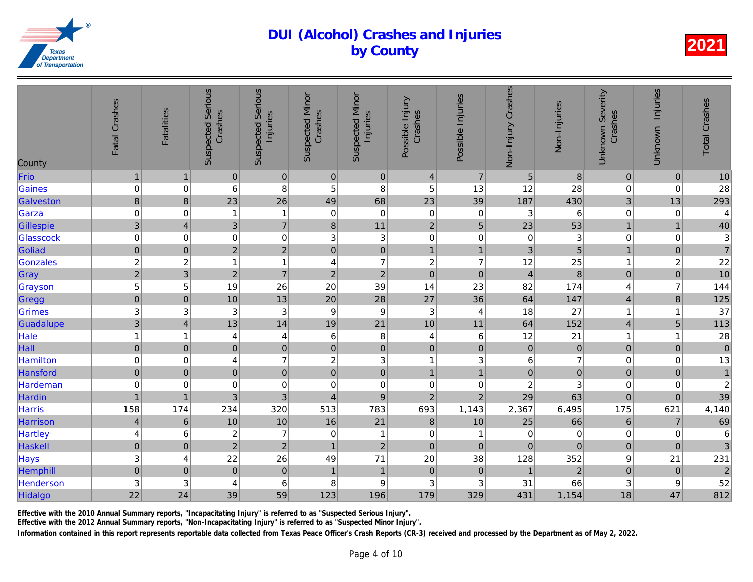# DUI (Alcohol) Crashes and Injuries by County

2021

| County | Fatal Crashes | Fatalities | Suspected Serious Crashes | Suspected Serious Injuries | Suspected Minor Crashes | Suspected Minor Injuries | Possible Injury Crashes | Possible Injuries | Non-Injury Crashes | Non-Injuries | Unknown Severity Crashes | Unknown Injuries | Total Crashes |
|---|---|---|---|---|---|---|---|---|---|---|---|---|---|
| Frio | 1 | 1 | 0 | 0 | 0 | 0 | 4 | 7 | 5 | 8 | 0 | 0 | 10 |
| Gaines | 0 | 0 | 6 | 8 | 5 | 8 | 5 | 13 | 12 | 28 | 0 | 0 | 28 |
| Galveston | 8 | 8 | 23 | 26 | 49 | 68 | 23 | 39 | 187 | 430 | 3 | 13 | 293 |
| Garza | 0 | 0 | 1 | 1 | 0 | 0 | 0 | 0 | 3 | 6 | 0 | 0 | 4 |
| Gillespie | 3 | 4 | 3 | 7 | 8 | 11 | 2 | 5 | 23 | 53 | 1 | 1 | 40 |
| Glasscock | 0 | 0 | 0 | 0 | 3 | 3 | 0 | 0 | 0 | 3 | 0 | 0 | 3 |
| Goliad | 0 | 0 | 2 | 2 | 0 | 0 | 1 | 1 | 3 | 5 | 1 | 0 | 7 |
| Gonzales | 2 | 2 | 1 | 1 | 4 | 7 | 2 | 7 | 12 | 25 | 1 | 2 | 22 |
| Gray | 2 | 3 | 2 | 7 | 2 | 2 | 0 | 0 | 4 | 8 | 0 | 0 | 10 |
| Grayson | 5 | 5 | 19 | 26 | 20 | 39 | 14 | 23 | 82 | 174 | 4 | 7 | 144 |
| Gregg | 0 | 0 | 10 | 13 | 20 | 28 | 27 | 36 | 64 | 147 | 4 | 8 | 125 |
| Grimes | 3 | 3 | 3 | 3 | 9 | 9 | 3 | 4 | 18 | 27 | 1 | 1 | 37 |
| Guadalupe | 3 | 4 | 13 | 14 | 19 | 21 | 10 | 11 | 64 | 152 | 4 | 5 | 113 |
| Hale | 1 | 1 | 4 | 4 | 6 | 8 | 4 | 6 | 12 | 21 | 1 | 1 | 28 |
| Hall | 0 | 0 | 0 | 0 | 0 | 0 | 0 | 0 | 0 | 0 | 0 | 0 | 0 |
| Hamilton | 0 | 0 | 4 | 7 | 2 | 3 | 1 | 3 | 6 | 7 | 0 | 0 | 13 |
| Hansford | 0 | 0 | 0 | 0 | 0 | 0 | 1 | 1 | 0 | 0 | 0 | 0 | 1 |
| Hardeman | 0 | 0 | 0 | 0 | 0 | 0 | 0 | 0 | 2 | 3 | 0 | 0 | 2 |
| Hardin | 1 | 1 | 3 | 3 | 4 | 9 | 2 | 2 | 29 | 63 | 0 | 0 | 39 |
| Harris | 158 | 174 | 234 | 320 | 513 | 783 | 693 | 1,143 | 2,367 | 6,495 | 175 | 621 | 4,140 |
| Harrison | 4 | 6 | 10 | 10 | 16 | 21 | 8 | 10 | 25 | 66 | 6 | 7 | 69 |
| Hartley | 4 | 6 | 2 | 7 | 0 | 1 | 0 | 1 | 0 | 0 | 0 | 0 | 6 |
| Haskell | 0 | 0 | 2 | 2 | 1 | 2 | 0 | 0 | 0 | 0 | 0 | 0 | 3 |
| Hays | 3 | 4 | 22 | 26 | 49 | 71 | 20 | 38 | 128 | 352 | 9 | 21 | 231 |
| Hemphill | 0 | 0 | 0 | 0 | 1 | 1 | 0 | 0 | 1 | 2 | 0 | 0 | 2 |
| Henderson | 3 | 3 | 4 | 6 | 8 | 9 | 3 | 3 | 31 | 66 | 3 | 9 | 52 |
| Hidalgo | 22 | 24 | 39 | 59 | 123 | 196 | 179 | 329 | 431 | 1,154 | 18 | 47 | 812 |

Effective with the 2010 Annual Summary reports, "Incapacitating Injury" is referred to as "Suspected Serious Injury".

Effective with the 2012 Annual Summary reports, "Non-Incapacitating Injury" is referred to as "Suspected Minor Injury".

Information contained in this report represents reportable data collected from Texas Peace Officer's Crash Reports (CR-3) received and processed by the Department as of May 2, 2022.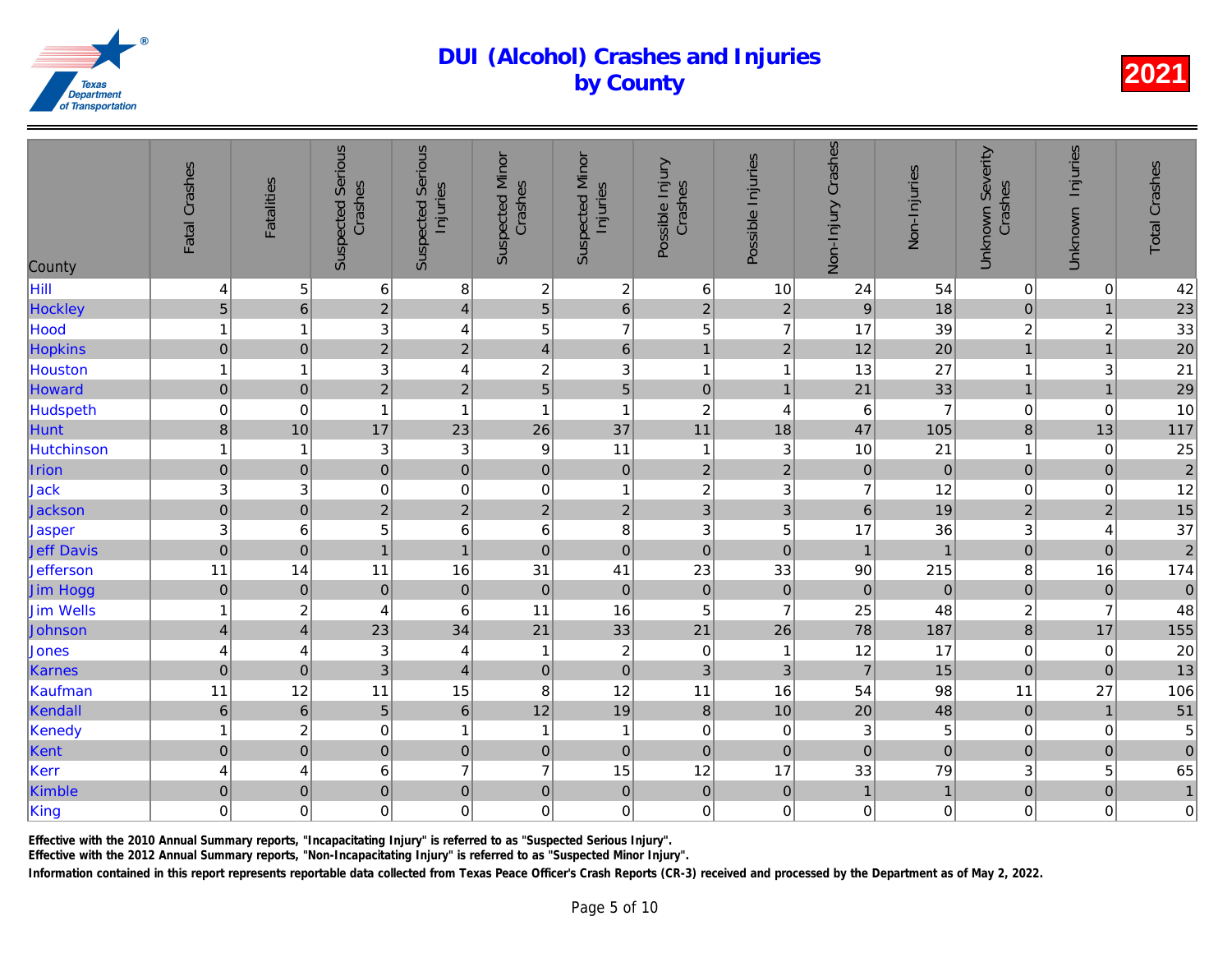# DUI (Alcohol) Crashes and Injuries by County

**2021**

| County | Fatal Crashes | Fatalities | Suspected Serious Crashes | Suspected Serious Injuries | Suspected Minor Crashes | Suspected Minor Injuries | Possible Injury Crashes | Possible Injuries | Non-Injury Crashes | Non-Injuries | Unknown Severity Crashes | Unknown Injuries | Total Crashes |
|---|---|---|---|---|---|---|---|---|---|---|---|---|---|
| Hill | 4 | 5 | 6 | 8 | 2 | 2 | 6 | 10 | 24 | 54 | 0 | 0 | 42 |
| Hockley | 5 | 6 | 2 | 4 | 5 | 6 | 2 | 2 | 9 | 18 | 0 | 1 | 23 |
| Hood | 1 | 1 | 3 | 4 | 5 | 7 | 5 | 7 | 17 | 39 | 2 | 2 | 33 |
| Hopkins | 0 | 0 | 2 | 2 | 4 | 6 | 1 | 2 | 12 | 20 | 1 | 1 | 20 |
| Houston | 1 | 1 | 3 | 4 | 2 | 3 | 1 | 1 | 13 | 27 | 1 | 3 | 21 |
| Howard | 0 | 0 | 2 | 2 | 5 | 5 | 0 | 1 | 21 | 33 | 1 | 1 | 29 |
| Hudspeth | 0 | 0 | 1 | 1 | 1 | 1 | 2 | 4 | 6 | 7 | 0 | 0 | 10 |
| Hunt | 8 | 10 | 17 | 23 | 26 | 37 | 11 | 18 | 47 | 105 | 8 | 13 | 117 |
| Hutchinson | 1 | 1 | 3 | 3 | 9 | 11 | 1 | 3 | 10 | 21 | 1 | 0 | 25 |
| Irion | 0 | 0 | 0 | 0 | 0 | 0 | 2 | 2 | 0 | 0 | 0 | 0 | 2 |
| Jack | 3 | 3 | 0 | 0 | 0 | 1 | 2 | 3 | 7 | 12 | 0 | 0 | 12 |
| Jackson | 0 | 0 | 2 | 2 | 2 | 2 | 3 | 3 | 6 | 19 | 2 | 2 | 15 |
| Jasper | 3 | 6 | 5 | 6 | 6 | 8 | 3 | 5 | 17 | 36 | 3 | 4 | 37 |
| Jeff Davis | 0 | 0 | 1 | 1 | 0 | 0 | 0 | 0 | 1 | 1 | 0 | 0 | 2 |
| Jefferson | 11 | 14 | 11 | 16 | 31 | 41 | 23 | 33 | 90 | 215 | 8 | 16 | 174 |
| Jim Hogg | 0 | 0 | 0 | 0 | 0 | 0 | 0 | 0 | 0 | 0 | 0 | 0 | 0 |
| Jim Wells | 1 | 2 | 4 | 6 | 11 | 16 | 5 | 7 | 25 | 48 | 2 | 7 | 48 |
| Johnson | 4 | 4 | 23 | 34 | 21 | 33 | 21 | 26 | 78 | 187 | 8 | 17 | 155 |
| Jones | 4 | 4 | 3 | 4 | 1 | 2 | 0 | 1 | 12 | 17 | 0 | 0 | 20 |
| Karnes | 0 | 0 | 3 | 4 | 0 | 0 | 3 | 3 | 7 | 15 | 0 | 0 | 13 |
| Kaufman | 11 | 12 | 11 | 15 | 8 | 12 | 11 | 16 | 54 | 98 | 11 | 27 | 106 |
| Kendall | 6 | 6 | 5 | 6 | 12 | 19 | 8 | 10 | 20 | 48 | 0 | 1 | 51 |
| Kenedy | 1 | 2 | 0 | 1 | 1 | 1 | 0 | 0 | 3 | 5 | 0 | 0 | 5 |
| Kent | 0 | 0 | 0 | 0 | 0 | 0 | 0 | 0 | 0 | 0 | 0 | 0 | 0 |
| Kerr | 4 | 4 | 6 | 7 | 7 | 15 | 12 | 17 | 33 | 79 | 3 | 5 | 65 |
| Kimble | 0 | 0 | 0 | 0 | 0 | 0 | 0 | 0 | 1 | 1 | 0 | 0 | 1 |
| King | 0 | 0 | 0 | 0 | 0 | 0 | 0 | 0 | 0 | 0 | 0 | 0 | 0 |

Effective with the 2010 Annual Summary reports, "Incapacitating Injury" is referred to as "Suspected Serious Injury".
Effective with the 2012 Annual Summary reports, "Non-Incapacitating Injury" is referred to as "Suspected Minor Injury".
Information contained in this report represents reportable data collected from Texas Peace Officer's Crash Reports (CR-3) received and processed by the Department as of May 2, 2022.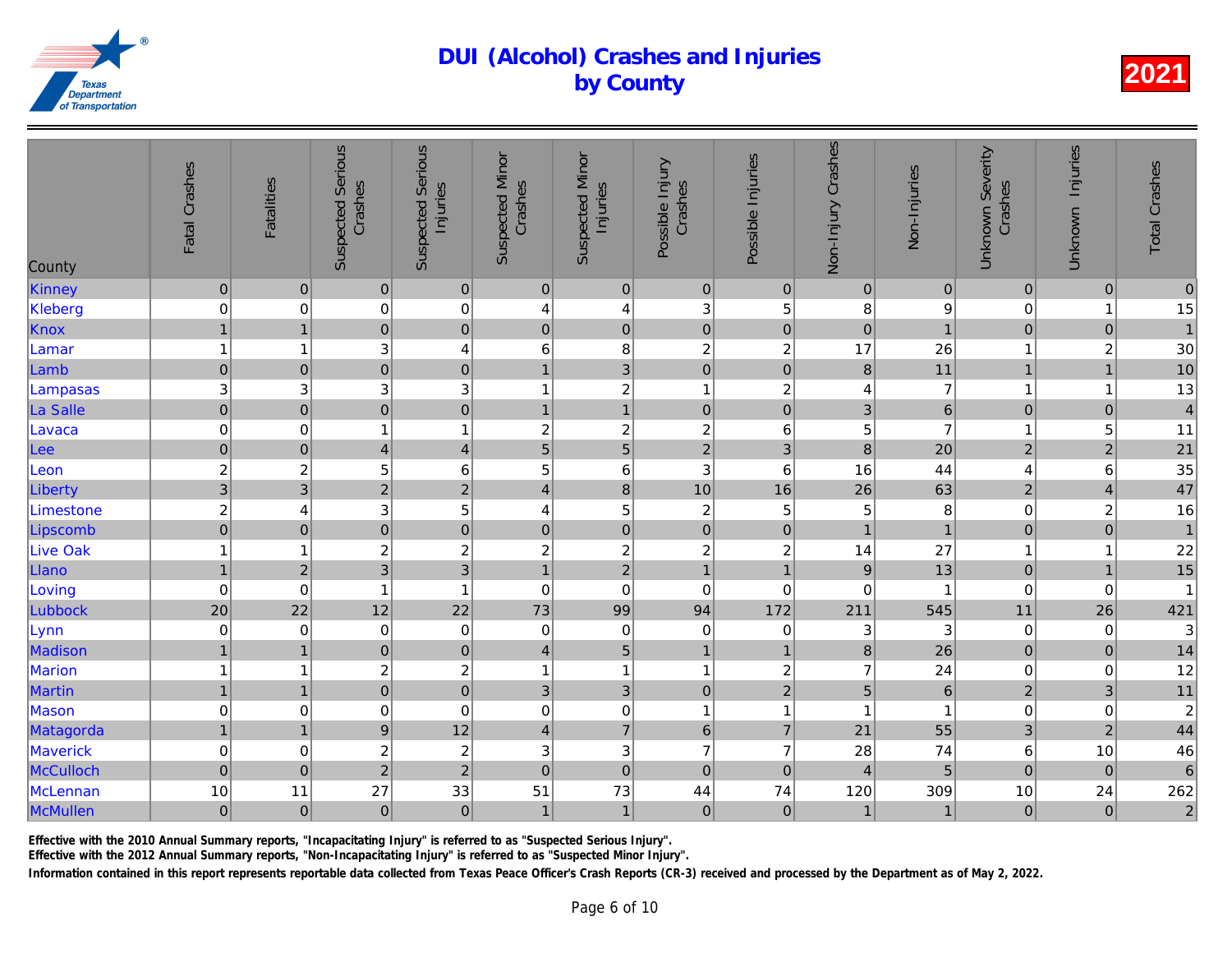# DUI (Alcohol) Crashes and Injuries by County

**2021**

| County | Fatal Crashes | Fatalities | Suspected Serious Crashes | Suspected Serious Injuries | Suspected Minor Crashes | Suspected Minor Injuries | Possible Injury Crashes | Possible Injuries | Non-Injury Crashes | Non-Injuries | Unknown Severity Crashes | Unknown Injuries | Total Crashes |
|---|---|---|---|---|---|---|---|---|---|---|---|---|---|
| Kinney | 0 | 0 | 0 | 0 | 0 | 0 | 0 | 0 | 0 | 0 | 0 | 0 | 0 |
| Kleberg | 0 | 0 | 0 | 0 | 4 | 4 | 3 | 5 | 8 | 9 | 0 | 1 | 15 |
| Knox | 1 | 1 | 0 | 0 | 0 | 0 | 0 | 0 | 0 | 1 | 0 | 0 | 1 |
| Lamar | 1 | 1 | 3 | 4 | 6 | 8 | 2 | 2 | 17 | 26 | 1 | 2 | 30 |
| Lamb | 0 | 0 | 0 | 0 | 1 | 3 | 0 | 0 | 8 | 11 | 1 | 1 | 10 |
| Lampasas | 3 | 3 | 3 | 3 | 1 | 2 | 1 | 2 | 4 | 7 | 1 | 1 | 13 |
| La Salle | 0 | 0 | 0 | 0 | 1 | 1 | 0 | 0 | 3 | 6 | 0 | 0 | 4 |
| Lavaca | 0 | 0 | 1 | 1 | 2 | 2 | 2 | 6 | 5 | 7 | 1 | 5 | 11 |
| Lee | 0 | 0 | 4 | 4 | 5 | 5 | 2 | 3 | 8 | 20 | 2 | 2 | 21 |
| Leon | 2 | 2 | 5 | 6 | 5 | 6 | 3 | 6 | 16 | 44 | 4 | 6 | 35 |
| Liberty | 3 | 3 | 2 | 2 | 4 | 8 | 10 | 16 | 26 | 63 | 2 | 4 | 47 |
| Limestone | 2 | 4 | 3 | 5 | 4 | 5 | 2 | 5 | 5 | 8 | 0 | 2 | 16 |
| Lipscomb | 0 | 0 | 0 | 0 | 0 | 0 | 0 | 0 | 1 | 1 | 0 | 0 | 1 |
| Live Oak | 1 | 1 | 2 | 2 | 2 | 2 | 2 | 2 | 14 | 27 | 1 | 1 | 22 |
| Llano | 1 | 2 | 3 | 3 | 1 | 2 | 1 | 1 | 9 | 13 | 0 | 1 | 15 |
| Loving | 0 | 0 | 1 | 1 | 0 | 0 | 0 | 0 | 0 | 1 | 0 | 0 | 1 |
| Lubbock | 20 | 22 | 12 | 22 | 73 | 99 | 94 | 172 | 211 | 545 | 11 | 26 | 421 |
| Lynn | 0 | 0 | 0 | 0 | 0 | 0 | 0 | 0 | 3 | 3 | 0 | 0 | 3 |
| Madison | 1 | 1 | 0 | 0 | 4 | 5 | 1 | 1 | 8 | 26 | 0 | 0 | 14 |
| Marion | 1 | 1 | 2 | 2 | 1 | 1 | 1 | 2 | 7 | 24 | 0 | 0 | 12 |
| Martin | 1 | 1 | 0 | 0 | 3 | 3 | 0 | 2 | 5 | 6 | 2 | 3 | 11 |
| Mason | 0 | 0 | 0 | 0 | 0 | 0 | 1 | 1 | 1 | 1 | 0 | 0 | 2 |
| Matagorda | 1 | 1 | 9 | 12 | 4 | 7 | 6 | 7 | 21 | 55 | 3 | 2 | 44 |
| Maverick | 0 | 0 | 2 | 2 | 3 | 3 | 7 | 7 | 28 | 74 | 6 | 10 | 46 |
| McCulloch | 0 | 0 | 2 | 2 | 0 | 0 | 0 | 0 | 4 | 5 | 0 | 0 | 6 |
| McLennan | 10 | 11 | 27 | 33 | 51 | 73 | 44 | 74 | 120 | 309 | 10 | 24 | 262 |
| McMullen | 0 | 0 | 0 | 0 | 1 | 1 | 0 | 0 | 1 | 1 | 0 | 0 | 2 |

**Effective with the 2010 Annual Summary reports, "Incapacitating Injury" is referred to as "Suspected Serious Injury".**
**Effective with the 2012 Annual Summary reports, "Non-Incapacitating Injury" is referred to as "Suspected Minor Injury".**
**Information contained in this report represents reportable data collected from Texas Peace Officer's Crash Reports (CR-3) received and processed by the Department as of May 2, 2022.**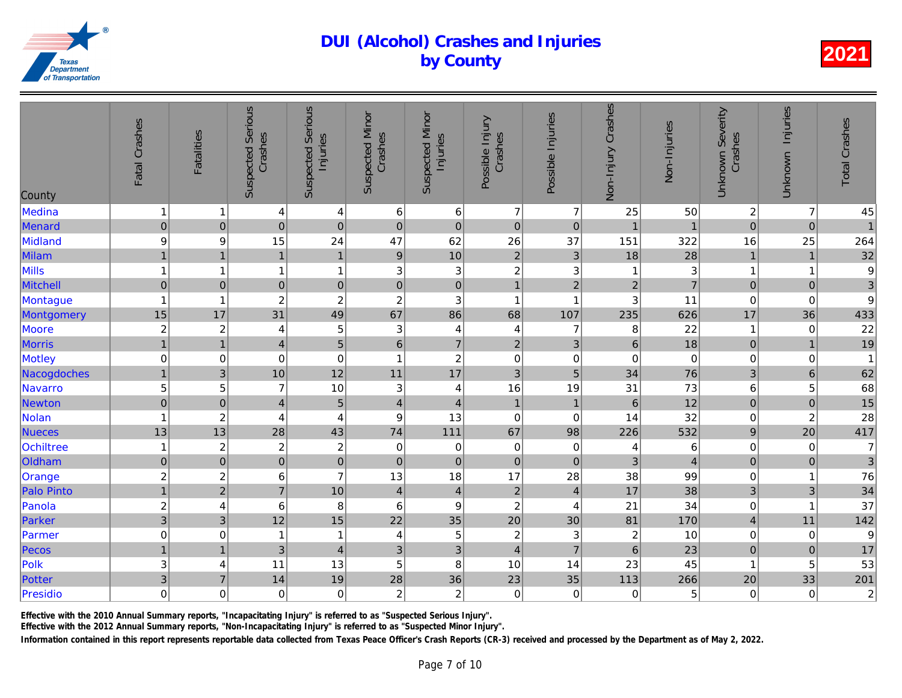# DUI (Alcohol) Crashes and Injuries by County

**2021**

| County | Fatal Crashes | Fatalities | Suspected Serious Crashes | Suspected Serious Injuries | Suspected Minor Crashes | Suspected Minor Injuries | Possible Injury Crashes | Possible Injuries | Non-Injury Crashes | Non-Injuries | Unknown Severity Crashes | Unknown Injuries | Total Crashes |
|---|---|---|---|---|---|---|---|---|---|---|---|---|---|
| Medina | 1 | 1 | 4 | 4 | 6 | 6 | 7 | 7 | 25 | 50 | 2 | 7 | 45 |
| Menard | 0 | 0 | 0 | 0 | 0 | 0 | 0 | 0 | 1 | 1 | 0 | 0 | 1 |
| Midland | 9 | 9 | 15 | 24 | 47 | 62 | 26 | 37 | 151 | 322 | 16 | 25 | 264 |
| Milam | 1 | 1 | 1 | 1 | 9 | 10 | 2 | 3 | 18 | 28 | 1 | 1 | 32 |
| Mills | 1 | 1 | 1 | 1 | 3 | 3 | 2 | 3 | 1 | 3 | 1 | 1 | 9 |
| Mitchell | 0 | 0 | 0 | 0 | 0 | 0 | 1 | 2 | 2 | 7 | 0 | 0 | 3 |
| Montague | 1 | 1 | 2 | 2 | 2 | 3 | 1 | 1 | 3 | 11 | 0 | 0 | 9 |
| Montgomery | 15 | 17 | 31 | 49 | 67 | 86 | 68 | 107 | 235 | 626 | 17 | 36 | 433 |
| Moore | 2 | 2 | 4 | 5 | 3 | 4 | 4 | 7 | 8 | 22 | 1 | 0 | 22 |
| Morris | 1 | 1 | 4 | 5 | 6 | 7 | 2 | 3 | 6 | 18 | 0 | 1 | 19 |
| Motley | 0 | 0 | 0 | 0 | 1 | 2 | 0 | 0 | 0 | 0 | 0 | 0 | 1 |
| Nacogdoches | 1 | 3 | 10 | 12 | 11 | 17 | 3 | 5 | 34 | 76 | 3 | 6 | 62 |
| Navarro | 5 | 5 | 7 | 10 | 3 | 4 | 16 | 19 | 31 | 73 | 6 | 5 | 68 |
| Newton | 0 | 0 | 4 | 5 | 4 | 4 | 1 | 1 | 6 | 12 | 0 | 0 | 15 |
| Nolan | 1 | 2 | 4 | 4 | 9 | 13 | 0 | 0 | 14 | 32 | 0 | 2 | 28 |
| Nueces | 13 | 13 | 28 | 43 | 74 | 111 | 67 | 98 | 226 | 532 | 9 | 20 | 417 |
| Ochiltree | 1 | 2 | 2 | 2 | 0 | 0 | 0 | 0 | 4 | 6 | 0 | 0 | 7 |
| Oldham | 0 | 0 | 0 | 0 | 0 | 0 | 0 | 0 | 3 | 4 | 0 | 0 | 3 |
| Orange | 2 | 2 | 6 | 7 | 13 | 18 | 17 | 28 | 38 | 99 | 0 | 1 | 76 |
| Palo Pinto | 1 | 2 | 7 | 10 | 4 | 4 | 2 | 4 | 17 | 38 | 3 | 3 | 34 |
| Panola | 2 | 4 | 6 | 8 | 6 | 9 | 2 | 4 | 21 | 34 | 0 | 1 | 37 |
| Parker | 3 | 3 | 12 | 15 | 22 | 35 | 20 | 30 | 81 | 170 | 4 | 11 | 142 |
| Parmer | 0 | 0 | 1 | 1 | 4 | 5 | 2 | 3 | 2 | 10 | 0 | 0 | 9 |
| Pecos | 1 | 1 | 3 | 4 | 3 | 3 | 4 | 7 | 6 | 23 | 0 | 0 | 17 |
| Polk | 3 | 4 | 11 | 13 | 5 | 8 | 10 | 14 | 23 | 45 | 1 | 5 | 53 |
| Potter | 3 | 7 | 14 | 19 | 28 | 36 | 23 | 35 | 113 | 266 | 20 | 33 | 201 |
| Presidio | 0 | 0 | 0 | 0 | 2 | 2 | 0 | 0 | 0 | 5 | 0 | 0 | 2 |

**Effective with the 2010 Annual Summary reports, "Incapacitating Injury" is referred to as "Suspected Serious Injury".**

**Effective with the 2012 Annual Summary reports, "Non-Incapacitating Injury" is referred to as "Suspected Minor Injury".**

**Information contained in this report represents reportable data collected from Texas Peace Officer's Crash Reports (CR-3) received and processed by the Department as of May 2, 2022.**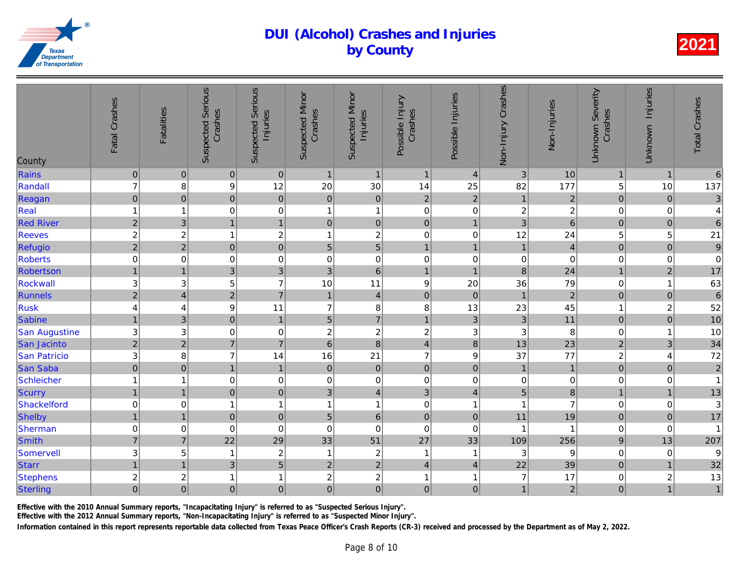# DUI (Alcohol) Crashes and Injuries by County

## 2021

| County | Fatal Crashes | Fatalities | Suspected Serious Crashes | Suspected Serious Injuries | Suspected Minor Crashes | Suspected Minor Injuries | Possible Injury Crashes | Possible Injuries | Non-Injury Crashes | Non-Injuries | Unknown Severity Crashes | Unknown Injuries | Total Crashes |
|---|---|---|---|---|---|---|---|---|---|---|---|---|---|
| Rains | 0 | 0 | 0 | 0 | 1 | 1 | 1 | 4 | 3 | 10 | 1 | 1 | 6 |
| Randall | 7 | 8 | 9 | 12 | 20 | 30 | 14 | 25 | 82 | 177 | 5 | 10 | 137 |
| Reagan | 0 | 0 | 0 | 0 | 0 | 0 | 2 | 2 | 1 | 2 | 0 | 0 | 3 |
| Real | 1 | 1 | 0 | 0 | 1 | 1 | 0 | 0 | 2 | 2 | 0 | 0 | 4 |
| Red River | 2 | 3 | 1 | 1 | 0 | 0 | 0 | 1 | 3 | 6 | 0 | 0 | 6 |
| Reeves | 2 | 2 | 1 | 2 | 1 | 2 | 0 | 0 | 12 | 24 | 5 | 5 | 21 |
| Refugio | 2 | 2 | 0 | 0 | 5 | 5 | 1 | 1 | 1 | 4 | 0 | 0 | 9 |
| Roberts | 0 | 0 | 0 | 0 | 0 | 0 | 0 | 0 | 0 | 0 | 0 | 0 | 0 |
| Robertson | 1 | 1 | 3 | 3 | 3 | 6 | 1 | 1 | 8 | 24 | 1 | 2 | 17 |
| Rockwall | 3 | 3 | 5 | 7 | 10 | 11 | 9 | 20 | 36 | 79 | 0 | 1 | 63 |
| Runnels | 2 | 4 | 2 | 7 | 1 | 4 | 0 | 0 | 1 | 2 | 0 | 0 | 6 |
| Rusk | 4 | 4 | 9 | 11 | 7 | 8 | 8 | 13 | 23 | 45 | 1 | 2 | 52 |
| Sabine | 1 | 3 | 0 | 1 | 5 | 7 | 1 | 3 | 3 | 11 | 0 | 0 | 10 |
| San Augustine | 3 | 3 | 0 | 0 | 2 | 2 | 2 | 3 | 3 | 8 | 0 | 1 | 10 |
| San Jacinto | 2 | 2 | 7 | 7 | 6 | 8 | 4 | 8 | 13 | 23 | 2 | 3 | 34 |
| San Patricio | 3 | 8 | 7 | 14 | 16 | 21 | 7 | 9 | 37 | 77 | 2 | 4 | 72 |
| San Saba | 0 | 0 | 1 | 1 | 0 | 0 | 0 | 0 | 1 | 1 | 0 | 0 | 2 |
| Schleicher | 1 | 1 | 0 | 0 | 0 | 0 | 0 | 0 | 0 | 0 | 0 | 0 | 1 |
| Scurry | 1 | 1 | 0 | 0 | 3 | 4 | 3 | 4 | 5 | 8 | 1 | 1 | 13 |
| Shackelford | 0 | 0 | 1 | 1 | 1 | 1 | 0 | 1 | 1 | 7 | 0 | 0 | 3 |
| Shelby | 1 | 1 | 0 | 0 | 5 | 6 | 0 | 0 | 11 | 19 | 0 | 0 | 17 |
| Sherman | 0 | 0 | 0 | 0 | 0 | 0 | 0 | 0 | 1 | 1 | 0 | 0 | 1 |
| Smith | 7 | 7 | 22 | 29 | 33 | 51 | 27 | 33 | 109 | 256 | 9 | 13 | 207 |
| Somervell | 3 | 5 | 1 | 2 | 1 | 2 | 1 | 1 | 3 | 9 | 0 | 0 | 9 |
| Starr | 1 | 1 | 3 | 5 | 2 | 2 | 4 | 4 | 22 | 39 | 0 | 1 | 32 |
| Stephens | 2 | 2 | 1 | 1 | 2 | 2 | 1 | 1 | 7 | 17 | 0 | 2 | 13 |
| Sterling | 0 | 0 | 0 | 0 | 0 | 0 | 0 | 0 | 1 | 2 | 0 | 1 | 1 |

Effective with the 2010 Annual Summary reports, "Incapacitating Injury" is referred to as "Suspected Serious Injury".

Effective with the 2012 Annual Summary reports, "Non-Incapacitating Injury" is referred to as "Suspected Minor Injury".

Information contained in this report represents reportable data collected from Texas Peace Officer's Crash Reports (CR-3) received and processed by the Department as of May 2, 2022.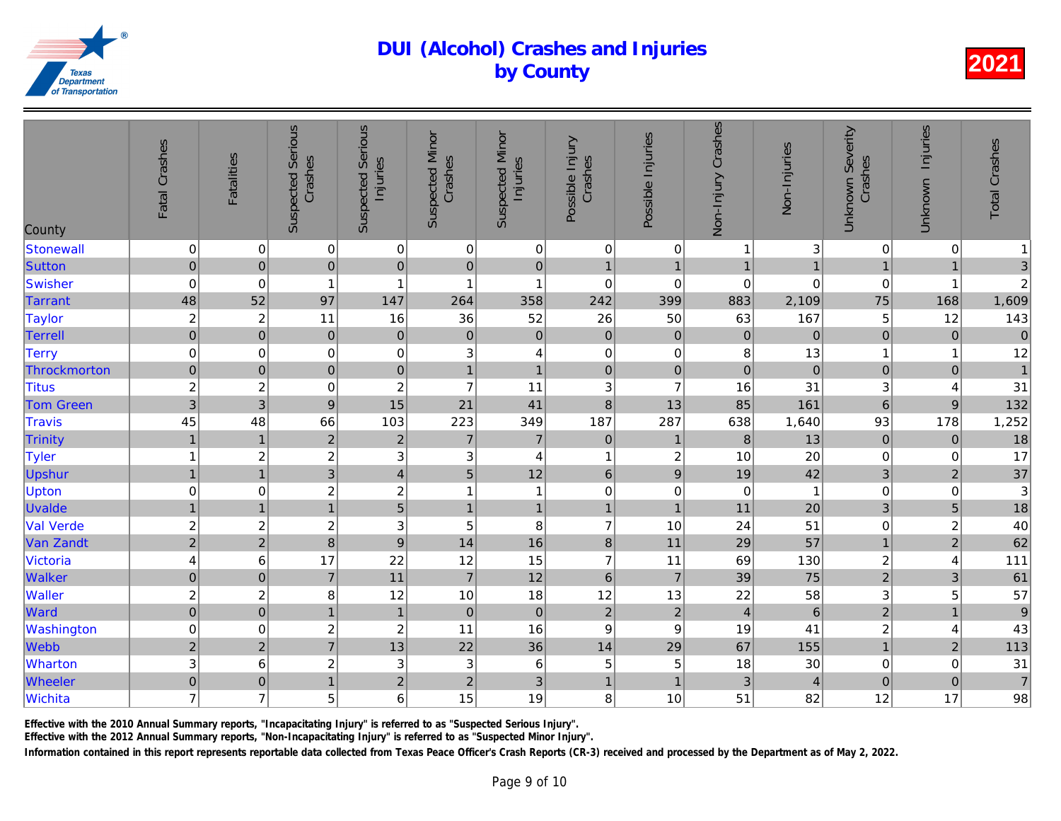# DUI (Alcohol) Crashes and Injuries by County

**2021**

| County | Fatal Crashes | Fatalities | Suspected Serious Crashes | Suspected Serious Injuries | Suspected Minor Crashes | Suspected Minor Injuries | Possible Injury Crashes | Possible Injuries | Non-Injury Crashes | Non-Injuries | Unknown Severity Crashes | Unknown Injuries | Total Crashes |
|---|---|---|---|---|---|---|---|---|---|---|---|---|---|
| Stonewall | 0 | 0 | 0 | 0 | 0 | 0 | 0 | 0 | 1 | 3 | 0 | 0 | 1 |
| Sutton | 0 | 0 | 0 | 0 | 0 | 0 | 1 | 1 | 1 | 1 | 1 | 1 | 3 |
| Swisher | 0 | 0 | 1 | 1 | 1 | 1 | 0 | 0 | 0 | 0 | 0 | 1 | 2 |
| Tarrant | 48 | 52 | 97 | 147 | 264 | 358 | 242 | 399 | 883 | 2,109 | 75 | 168 | 1,609 |
| Taylor | 2 | 2 | 11 | 16 | 36 | 52 | 26 | 50 | 63 | 167 | 5 | 12 | 143 |
| Terrell | 0 | 0 | 0 | 0 | 0 | 0 | 0 | 0 | 0 | 0 | 0 | 0 | 0 |
| Terry | 0 | 0 | 0 | 0 | 3 | 4 | 0 | 0 | 8 | 13 | 1 | 1 | 12 |
| Throckmorton | 0 | 0 | 0 | 0 | 1 | 1 | 0 | 0 | 0 | 0 | 0 | 0 | 1 |
| Titus | 2 | 2 | 0 | 2 | 7 | 11 | 3 | 7 | 16 | 31 | 3 | 4 | 31 |
| Tom Green | 3 | 3 | 9 | 15 | 21 | 41 | 8 | 13 | 85 | 161 | 6 | 9 | 132 |
| Travis | 45 | 48 | 66 | 103 | 223 | 349 | 187 | 287 | 638 | 1,640 | 93 | 178 | 1,252 |
| Trinity | 1 | 1 | 2 | 2 | 7 | 7 | 0 | 1 | 8 | 13 | 0 | 0 | 18 |
| Tyler | 1 | 2 | 2 | 3 | 3 | 4 | 1 | 2 | 10 | 20 | 0 | 0 | 17 |
| Upshur | 1 | 1 | 3 | 4 | 5 | 12 | 6 | 9 | 19 | 42 | 3 | 2 | 37 |
| Upton | 0 | 0 | 2 | 2 | 1 | 1 | 0 | 0 | 0 | 1 | 0 | 0 | 3 |
| Uvalde | 1 | 1 | 1 | 5 | 1 | 1 | 1 | 1 | 11 | 20 | 3 | 5 | 18 |
| Val Verde | 2 | 2 | 2 | 3 | 5 | 8 | 7 | 10 | 24 | 51 | 0 | 2 | 40 |
| Van Zandt | 2 | 2 | 8 | 9 | 14 | 16 | 8 | 11 | 29 | 57 | 1 | 2 | 62 |
| Victoria | 4 | 6 | 17 | 22 | 12 | 15 | 7 | 11 | 69 | 130 | 2 | 4 | 111 |
| Walker | 0 | 0 | 7 | 11 | 7 | 12 | 6 | 7 | 39 | 75 | 2 | 3 | 61 |
| Waller | 2 | 2 | 8 | 12 | 10 | 18 | 12 | 13 | 22 | 58 | 3 | 5 | 57 |
| Ward | 0 | 0 | 1 | 1 | 0 | 0 | 2 | 2 | 4 | 6 | 2 | 1 | 9 |
| Washington | 0 | 0 | 2 | 2 | 11 | 16 | 9 | 9 | 19 | 41 | 2 | 4 | 43 |
| Webb | 2 | 2 | 7 | 13 | 22 | 36 | 14 | 29 | 67 | 155 | 1 | 2 | 113 |
| Wharton | 3 | 6 | 2 | 3 | 3 | 6 | 5 | 5 | 18 | 30 | 0 | 0 | 31 |
| Wheeler | 0 | 0 | 1 | 2 | 2 | 3 | 1 | 1 | 3 | 4 | 0 | 0 | 7 |
| Wichita | 7 | 7 | 5 | 6 | 15 | 19 | 8 | 10 | 51 | 82 | 12 | 17 | 98 |

Effective with the 2010 Annual Summary reports, "Incapacitating Injury" is referred to as "Suspected Serious Injury".

Effective with the 2012 Annual Summary reports, "Non-Incapacitating Injury" is referred to as "Suspected Minor Injury".

Information contained in this report represents reportable data collected from Texas Peace Officer's Crash Reports (CR-3) received and processed by the Department as of May 2, 2022.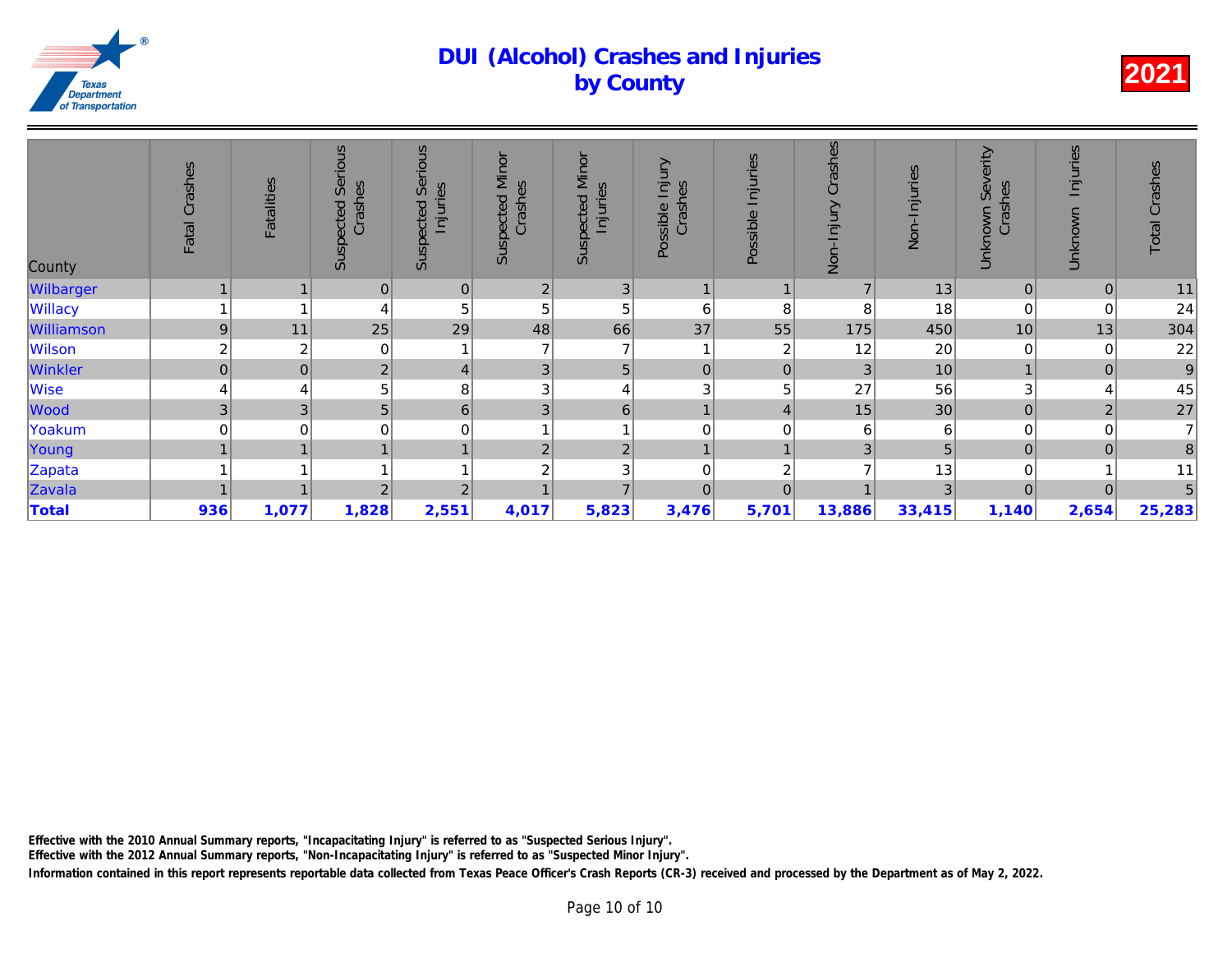# DUI (Alcohol) Crashes and Injuries by County

Texas Department of Transportation

2021

| County | Fatal Crashes | Fatalities | Suspected Serious Crashes | Suspected Serious Injuries | Suspected Minor Crashes | Suspected Minor Injuries | Possible Injury Crashes | Possible Injuries | Non-Injury Crashes | Non-Injuries | Unknown Severity Crashes | Unknown Injuries | Total Crashes |
|---|---|---|---|---|---|---|---|---|---|---|---|---|---|
| Wilbarger | 1 | 1 | 0 | 0 | 2 | 3 | 1 | 1 | 7 | 13 | 0 | 0 | 11 |
| Willacy | 1 | 1 | 4 | 5 | 5 | 5 | 6 | 8 | 8 | 18 | 0 | 0 | 24 |
| Williamson | 9 | 11 | 25 | 29 | 48 | 66 | 37 | 55 | 175 | 450 | 10 | 13 | 304 |
| Wilson | 2 | 2 | 0 | 1 | 7 | 7 | 1 | 2 | 12 | 20 | 0 | 0 | 22 |
| Winkler | 0 | 0 | 2 | 4 | 3 | 5 | 0 | 0 | 3 | 10 | 1 | 0 | 9 |
| Wise | 4 | 4 | 5 | 8 | 3 | 4 | 3 | 5 | 27 | 56 | 3 | 4 | 45 |
| Wood | 3 | 3 | 5 | 6 | 3 | 6 | 1 | 4 | 15 | 30 | 0 | 2 | 27 |
| Yoakum | 0 | 0 | 0 | 0 | 1 | 1 | 0 | 0 | 6 | 6 | 0 | 0 | 7 |
| Young | 1 | 1 | 1 | 1 | 2 | 2 | 1 | 1 | 3 | 5 | 0 | 0 | 8 |
| Zapata | 1 | 1 | 1 | 1 | 2 | 3 | 0 | 2 | 7 | 13 | 0 | 1 | 11 |
| Zavala | 1 | 1 | 2 | 2 | 1 | 7 | 0 | 0 | 1 | 3 | 0 | 0 | 5 |
| **Total** | **936** | **1,077** | **1,828** | **2,551** | **4,017** | **5,823** | **3,476** | **5,701** | **13,886** | **33,415** | **1,140** | **2,654** | **25,283** |

**Effective with the 2010 Annual Summary reports, "Incapacitating Injury" is referred to as "Suspected Serious Injury".**

**Effective with the 2012 Annual Summary reports, "Non-Incapacitating Injury" is referred to as "Suspected Minor Injury".**

**Information contained in this report represents reportable data collected from Texas Peace Officer's Crash Reports (CR-3) received and processed by the Department as of May 2, 2022.**